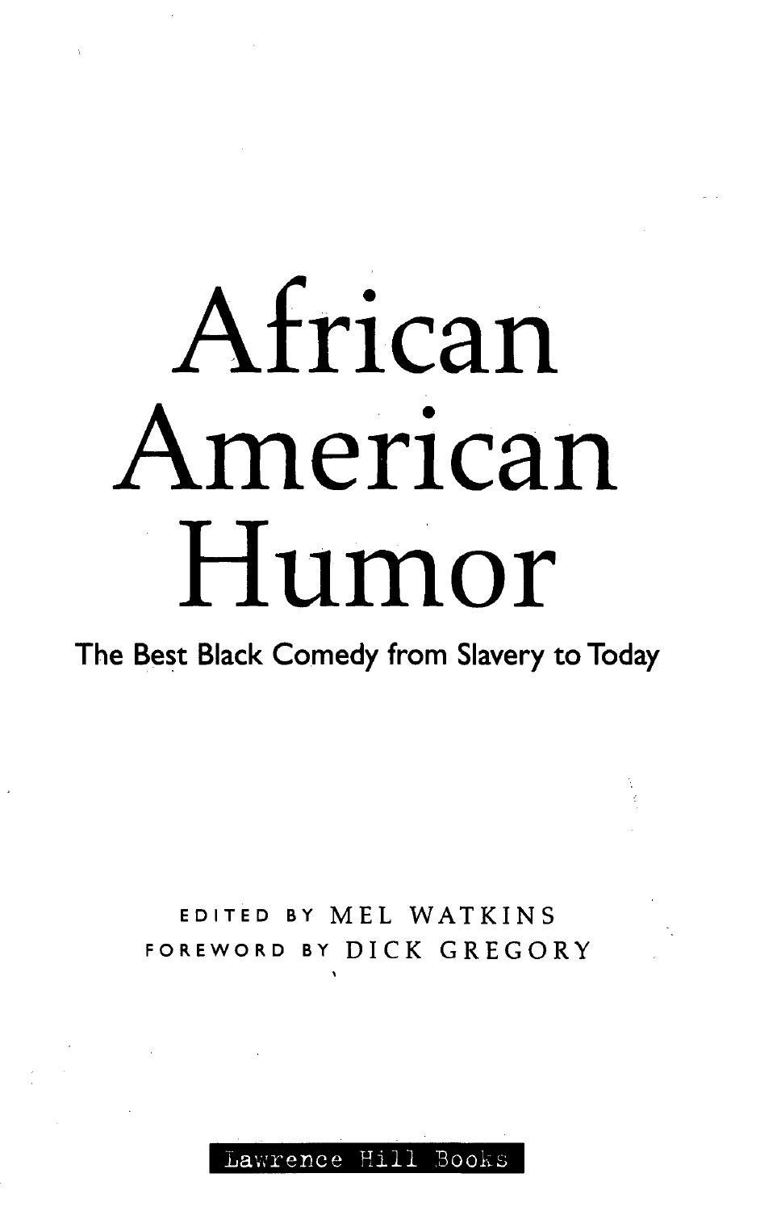# African American Humor

## The Best Black Comedy from Slavery to Today

EDITED BY MEL WATKINS

FOREWORD BY DICK GREGORY

Lawrence Hill Books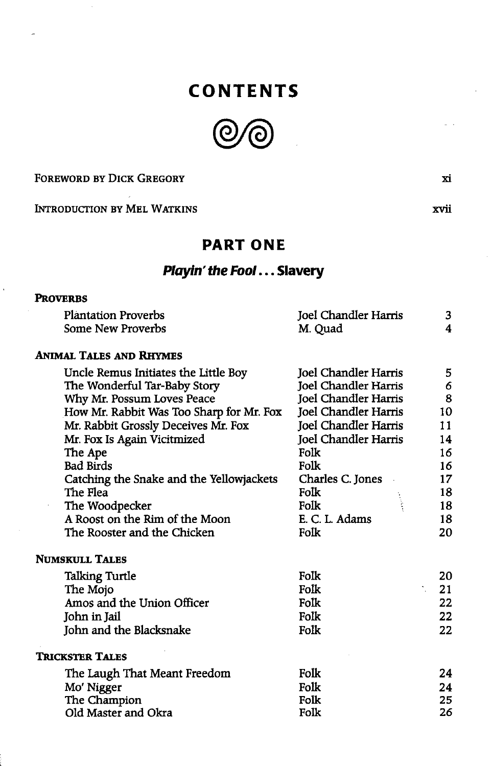# CONTENTS

FOREWORD BY DICK GREGORY xi

INTRODUCTION BY MEL WATKINS xvii

## PART ONE

### *Playin' the Fool*... Slavery

**PROVERBS**

| | | |
|---|---|---|
| Plantation Proverbs | Joel Chandler Harris | 3 |
| Some New Proverbs | M. Quad | 4 |

**ANIMAL TALES AND RHYMES**

| | | |
|---|---|---|
| Uncle Remus Initiates the Little Boy | Joel Chandler Harris | 5 |
| The Wonderful Tar-Baby Story | Joel Chandler Harris | 6 |
| Why Mr. Possum Loves Peace | Joel Chandler Harris | 8 |
| How Mr. Rabbit Was Too Sharp for Mr. Fox | Joel Chandler Harris | 10 |
| Mr. Rabbit Grossly Deceives Mr. Fox | Joel Chandler Harris | 11 |
| Mr. Fox Is Again Vicitmized | Joel Chandler Harris | 14 |
| The Ape | Folk | 16 |
| Bad Birds | Folk | 16 |
| Catching the Snake and the Yellowjackets | Charles C. Jones | 17 |
| The Flea | Folk | 18 |
| The Woodpecker | Folk | 18 |
| A Roost on the Rim of the Moon | E. C. L. Adams | 18 |
| The Rooster and the Chicken | Folk | 20 |

**NUMSKULL TALES**

| | | |
|---|---|---|
| Talking Turtle | Folk | 20 |
| The Mojo | Folk | 21 |
| Amos and the Union Officer | Folk | 22 |
| John in Jail | Folk | 22 |
| John and the Blacksnake | Folk | 22 |

**TRICKSTER TALES**

| | | |
|---|---|---|
| The Laugh That Meant Freedom | Folk | 24 |
| Mo' Nigger | Folk | 24 |
| The Champion | Folk | 25 |
| Old Master and Okra | Folk | 26 |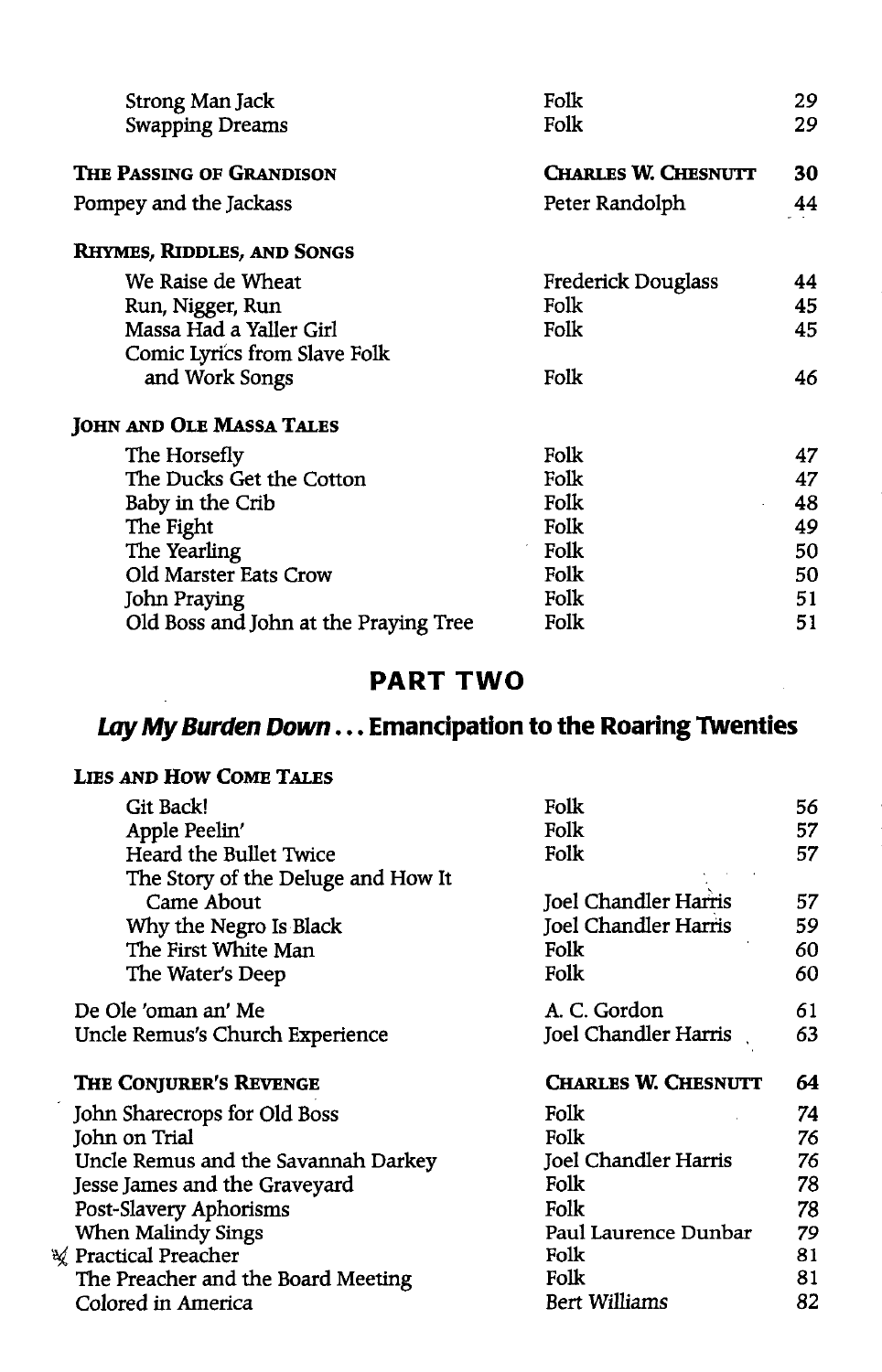| | | |
|---|---|---|
| Strong Man Jack | Folk | 29 |
| Swapping Dreams | Folk | 29 |
| **THE PASSING OF GRANDISON** | **CHARLES W. CHESNUTT** | **30** |
| Pompey and the Jackass | Peter Randolph | 44 |
| **RHYMES, RIDDLES, AND SONGS** | | |
| We Raise de Wheat | Frederick Douglass | 44 |
| Run, Nigger, Run | Folk | 45 |
| Massa Had a Yaller Girl | Folk | 45 |
| Comic Lyrics from Slave Folk and Work Songs | Folk | 46 |
| **JOHN AND OLE MASSA TALES** | | |
| The Horsefly | Folk | 47 |
| The Ducks Get the Cotton | Folk | 47 |
| Baby in the Crib | Folk | 48 |
| The Fight | Folk | 49 |
| The Yearling | Folk | 50 |
| Old Marster Eats Crow | Folk | 50 |
| John Praying | Folk | 51 |
| Old Boss and John at the Praying Tree | Folk | 51 |

## PART TWO

## *Lay My Burden Down*... Emancipation to the Roaring Twenties

| | | |
|---|---|---|
| **LIES AND HOW COME TALES** | | |
| Git Back! | Folk | 56 |
| Apple Peelin' | Folk | 57 |
| Heard the Bullet Twice | Folk | 57 |
| The Story of the Deluge and How It Came About | Joel Chandler Harris | 57 |
| Why the Negro Is Black | Joel Chandler Harris | 59 |
| The First White Man | Folk | 60 |
| The Water's Deep | Folk | 60 |
| De Ole 'oman an' Me | A. C. Gordon | 61 |
| Uncle Remus's Church Experience | Joel Chandler Harris | 63 |
| **THE CONJURER'S REVENGE** | **CHARLES W. CHESNUTT** | **64** |
| John Sharecrops for Old Boss | Folk | 74 |
| John on Trial | Folk | 76 |
| Uncle Remus and the Savannah Darkey | Joel Chandler Harris | 76 |
| Jesse James and the Graveyard | Folk | 78 |
| Post-Slavery Aphorisms | Folk | 78 |
| When Malindy Sings | Paul Laurence Dunbar | 79 |
| Practical Preacher | Folk | 81 |
| The Preacher and the Board Meeting | Folk | 81 |
| Colored in America | Bert Williams | 82 |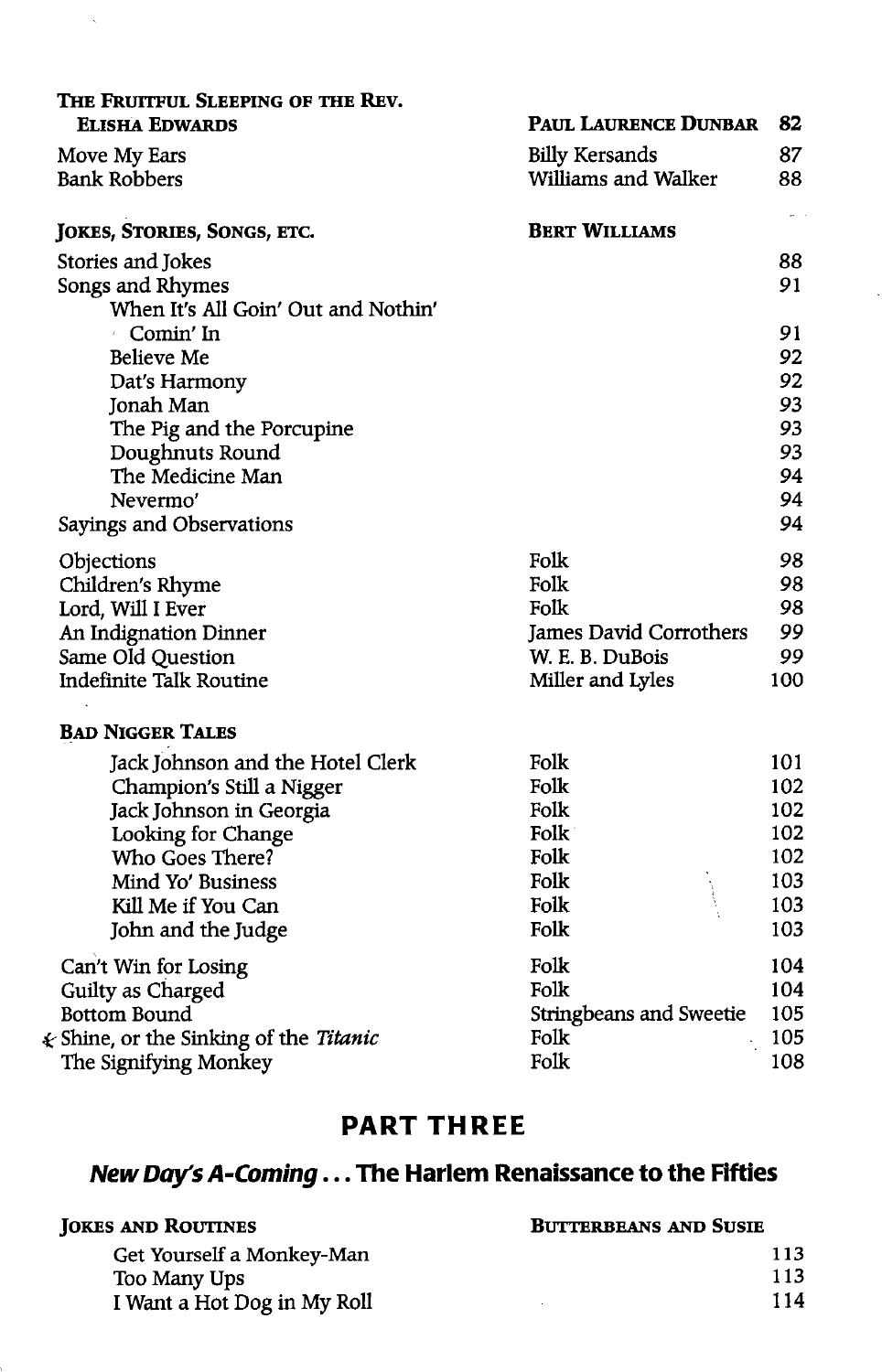| | | |
|---|---|---|
| **The Fruitful Sleeping of the Rev. Elisha Edwards** | **Paul Laurence Dunbar** | 82 |
| Move My Ears | Billy Kersands | 87 |
| Bank Robbers | Williams and Walker | 88 |
| **Jokes, Stories, Songs, etc.** | **Bert Williams** | |
| Stories and Jokes | | 88 |
| Songs and Rhymes | | 91 |
| When It's All Goin' Out and Nothin' Comin' In | | 91 |
| Believe Me | | 92 |
| Dat's Harmony | | 92 |
| Jonah Man | | 93 |
| The Pig and the Porcupine | | 93 |
| Doughnuts Round | | 93 |
| The Medicine Man | | 94 |
| Nevermo' | | 94 |
| Sayings and Observations | | 94 |
| Objections | Folk | 98 |
| Children's Rhyme | Folk | 98 |
| Lord, Will I Ever | Folk | 98 |
| An Indignation Dinner | James David Corrothers | 99 |
| Same Old Question | W. E. B. DuBois | 99 |
| Indefinite Talk Routine | Miller and Lyles | 100 |
| **Bad Nigger Tales** | | |
| Jack Johnson and the Hotel Clerk | Folk | 101 |
| Champion's Still a Nigger | Folk | 102 |
| Jack Johnson in Georgia | Folk | 102 |
| Looking for Change | Folk | 102 |
| Who Goes There? | Folk | 102 |
| Mind Yo' Business | Folk | 103 |
| Kill Me if You Can | Folk | 103 |
| John and the Judge | Folk | 103 |
| Can't Win for Losing | Folk | 104 |
| Guilty as Charged | Folk | 104 |
| Bottom Bound | Stringbeans and Sweetie | 105 |
| Shine, or the Sinking of the *Titanic* | Folk | 105 |
| The Signifying Monkey | Folk | 108 |

## PART THREE

### *New Day's A-Coming* . . . The Harlem Renaissance to the Fifties

| | | |
|---|---|---|
| **Jokes and Routines** | **Butterbeans and Susie** | |
| Get Yourself a Monkey-Man | | 113 |
| Too Many Ups | | 113 |
| I Want a Hot Dog in My Roll | | 114 |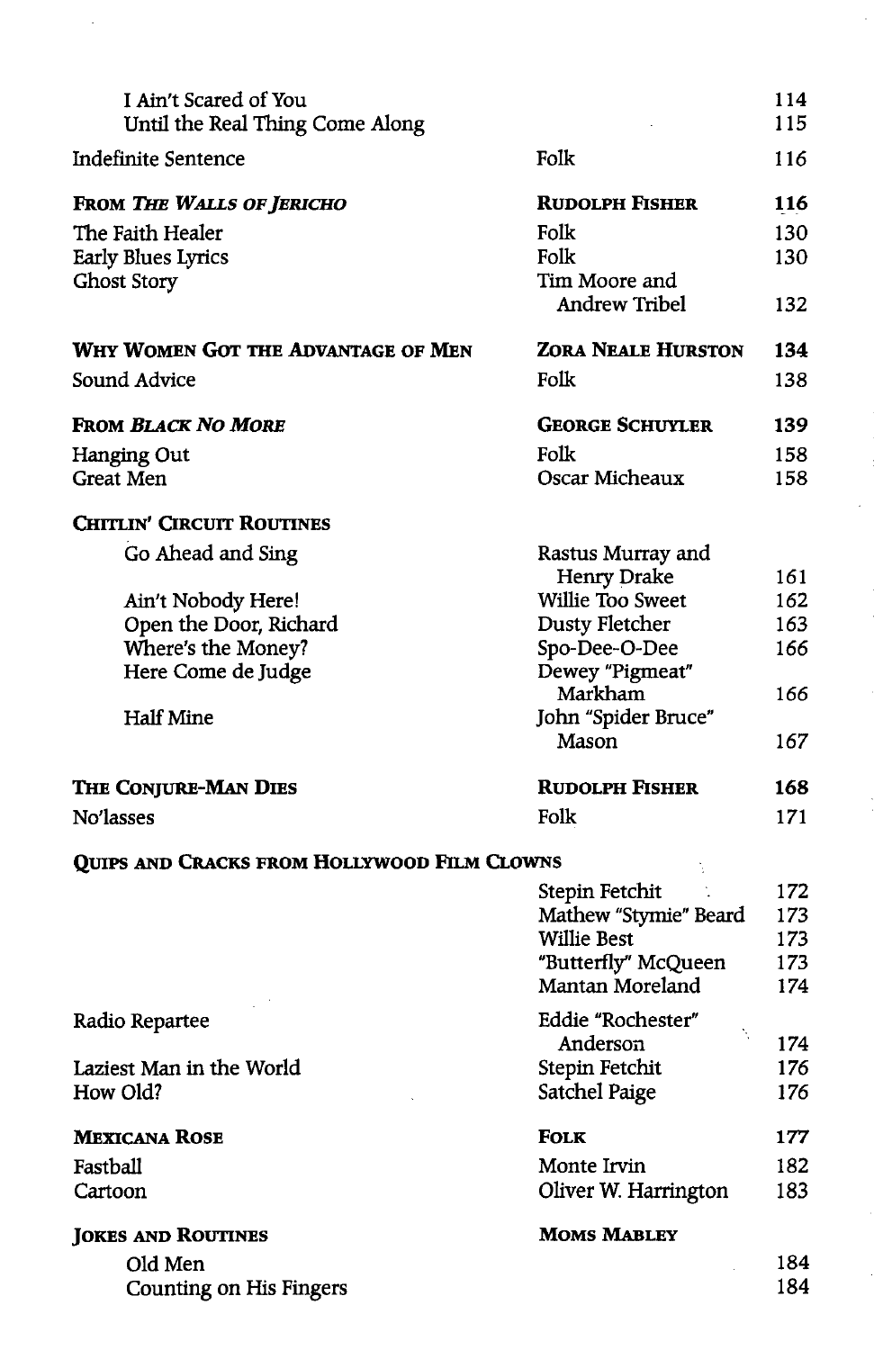| Title | Author | Page |
|---|---|---|
| I Ain't Scared of You | | 114 |
| Until the Real Thing Come Along | | 115 |
| Indefinite Sentence | Folk | 116 |
| **From *The Walls of Jericho*** | **Rudolph Fisher** | **116** |
| The Faith Healer | Folk | 130 |
| Early Blues Lyrics | Folk | 130 |
| Ghost Story | Tim Moore and Andrew Tribel | 132 |
| **Why Women Got the Advantage of Men** | **Zora Neale Hurston** | **134** |
| Sound Advice | Folk | 138 |
| **From *Black No More*** | **George Schuyler** | **139** |
| Hanging Out | Folk | 158 |
| Great Men | Oscar Micheaux | 158 |
| **Chitlin' Circuit Routines** | | |
| Go Ahead and Sing | Rastus Murray and Henry Drake | 161 |
| Ain't Nobody Here! | Willie Too Sweet | 162 |
| Open the Door, Richard | Dusty Fletcher | 163 |
| Where's the Money? | Spo-Dee-O-Dee | 166 |
| Here Come de Judge | Dewey "Pigmeat" Markham | 166 |
| Half Mine | John "Spider Bruce" Mason | 167 |
| **The Conjure-Man Dies** | **Rudolph Fisher** | **168** |
| No'lasses | Folk | 171 |
| **Quips and Cracks from Hollywood Film Clowns** | | |
| | Stepin Fetchit | 172 |
| | Mathew "Stymie" Beard | 173 |
| | Willie Best | 173 |
| | "Butterfly" McQueen | 173 |
| | Mantan Moreland | 174 |
| Radio Repartee | Eddie "Rochester" Anderson | 174 |
| Laziest Man in the World | Stepin Fetchit | 176 |
| How Old? | Satchel Paige | 176 |
| **Mexicana Rose** | **Folk** | **177** |
| Fastball | Monte Irvin | 182 |
| Cartoon | Oliver W. Harrington | 183 |
| **Jokes and Routines** | **Moms Mabley** | |
| Old Men | | 184 |
| Counting on His Fingers | | 184 |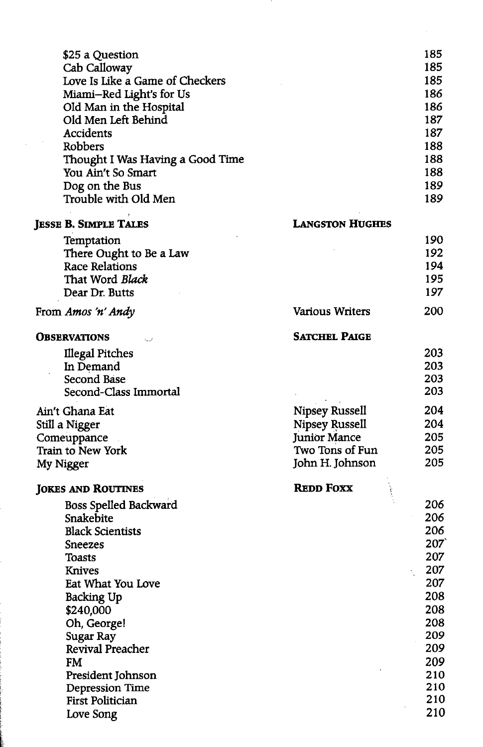| | | |
|---|---|---|
| $25 a Question | | 185 |
| Cab Calloway | | 185 |
| Love Is Like a Game of Checkers | | 185 |
| Miami—Red Light's for Us | | 186 |
| Old Man in the Hospital | | 186 |
| Old Men Left Behind | | 187 |
| Accidents | | 187 |
| Robbers | | 188 |
| Thought I Was Having a Good Time | | 188 |
| You Ain't So Smart | | 188 |
| Dog on the Bus | | 189 |
| Trouble with Old Men | | 189 |
| **JESSE B. SIMPLE TALES** | **LANGSTON HUGHES** | |
| Temptation | | 190 |
| There Ought to Be a Law | | 192 |
| Race Relations | | 194 |
| That Word *Black* | | 195 |
| Dear Dr. Butts | | 197 |
| From *Amos 'n' Andy* | Various Writers | 200 |
| **OBSERVATIONS** | **SATCHEL PAIGE** | |
| Illegal Pitches | | 203 |
| In Demand | | 203 |
| Second Base | | 203 |
| Second-Class Immortal | | 203 |
| Ain't Ghana Eat | Nipsey Russell | 204 |
| Still a Nigger | Nipsey Russell | 204 |
| Comeuppance | Junior Mance | 205 |
| Train to New York | Two Tons of Fun | 205 |
| My Nigger | John H. Johnson | 205 |
| **JOKES AND ROUTINES** | **REDD FOXX** | |
| Boss Spelled Backward | | 206 |
| Snakebite | | 206 |
| Black Scientists | | 206 |
| Sneezes | | 207 |
| Toasts | | 207 |
| Knives | | 207 |
| Eat What You Love | | 207 |
| Backing Up | | 208 |
| $240,000 | | 208 |
| Oh, George! | | 208 |
| Sugar Ray | | 209 |
| Revival Preacher | | 209 |
| FM | | 209 |
| President Johnson | | 210 |
| Depression Time | | 210 |
| First Politician | | 210 |
| Love Song | | 210 |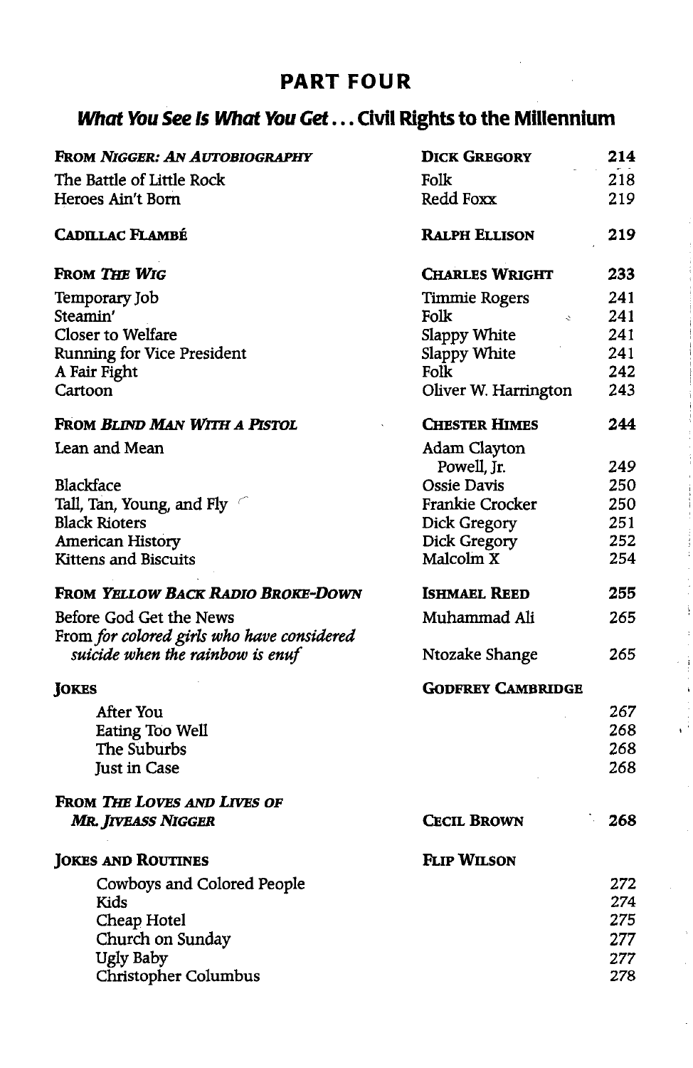## PART FOUR

### *What You See Is What You Get . . .* Civil Rights to the Millennium

| Title | Author | Page |
|---|---|---|
| **FROM *NIGGER: AN AUTOBIOGRAPHY*** | **DICK GREGORY** | **214** |
| The Battle of Little Rock | Folk | 218 |
| Heroes Ain't Born | Redd Foxx | 219 |
| **CADILLAC FLAMBÉ** | **RALPH ELLISON** | **219** |
| **FROM *THE WIG*** | **CHARLES WRIGHT** | **233** |
| Temporary Job | Timmie Rogers | 241 |
| Steamin' | Folk | 241 |
| Closer to Welfare | Slappy White | 241 |
| Running for Vice President | Slappy White | 241 |
| A Fair Fight | Folk | 242 |
| Cartoon | Oliver W. Harrington | 243 |
| **FROM *BLIND MAN WITH A PISTOL*** | **CHESTER HIMES** | **244** |
| Lean and Mean | Adam Clayton Powell, Jr. | 249 |
| Blackface | Ossie Davis | 250 |
| Tall, Tan, Young, and Fly | Frankie Crocker | 250 |
| Black Rioters | Dick Gregory | 251 |
| American History | Dick Gregory | 252 |
| Kittens and Biscuits | Malcolm X | 254 |
| **FROM *YELLOW BACK RADIO BROKE-DOWN*** | **ISHMAEL REED** | **255** |
| Before God Get the News | Muhammad Ali | 265 |
| From *for colored girls who have considered suicide when the rainbow is enuf* | Ntozake Shange | 265 |
| **JOKES** | **GODFREY CAMBRIDGE** | |
| After You | | 267 |
| Eating Too Well | | 268 |
| The Suburbs | | 268 |
| Just in Case | | 268 |
| **FROM *THE LOVES AND LIVES OF MR. JIVEASS NIGGER*** | **CECIL BROWN** | **268** |
| **JOKES AND ROUTINES** | **FLIP WILSON** | |
| Cowboys and Colored People | | 272 |
| Kids | | 274 |
| Cheap Hotel | | 275 |
| Church on Sunday | | 277 |
| Ugly Baby | | 277 |
| Christopher Columbus | | 278 |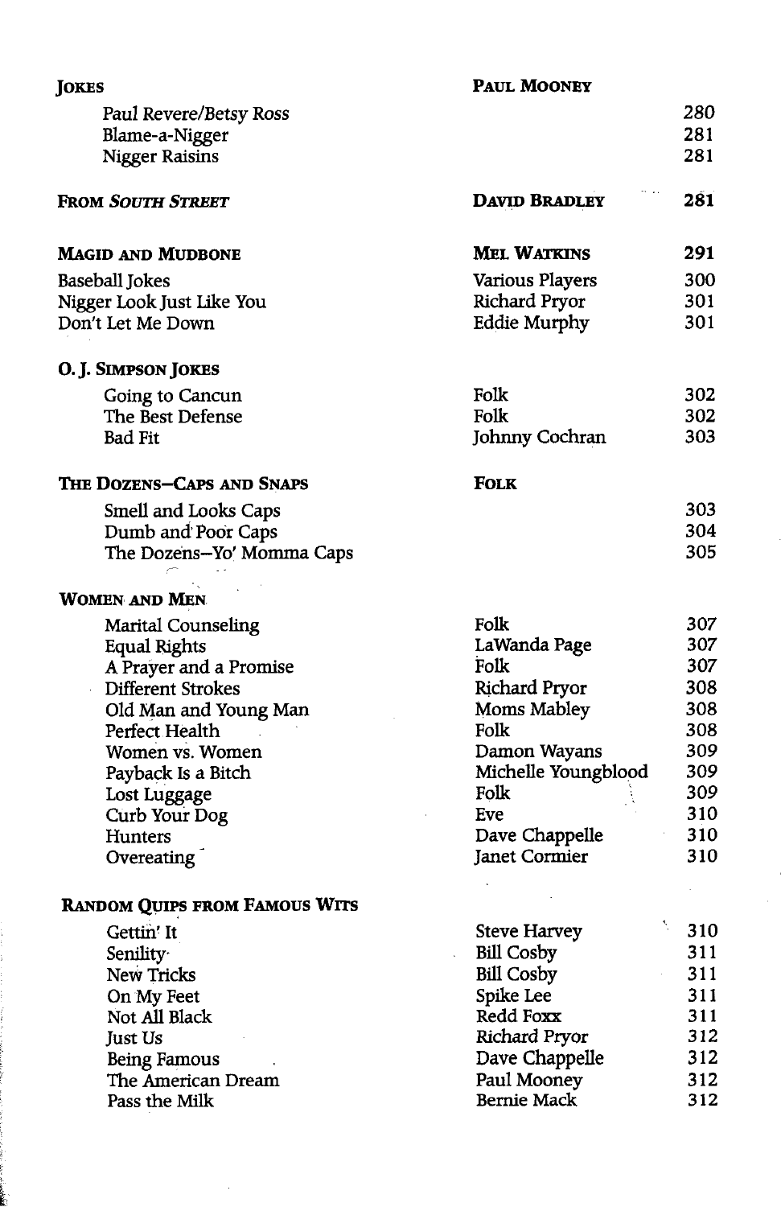| | | |
|---|---|---|
| **JOKES** | **PAUL MOONEY** | |
| Paul Revere/Betsy Ross | | 280 |
| Blame-a-Nigger | | 281 |
| Nigger Raisins | | 281 |
| **FROM *SOUTH STREET*** | **DAVID BRADLEY** | **281** |
| **MAGID AND MUDBONE** | **MEL WATKINS** | **291** |
| Baseball Jokes | Various Players | 300 |
| Nigger Look Just Like You | Richard Pryor | 301 |
| Don't Let Me Down | Eddie Murphy | 301 |
| **O. J. SIMPSON JOKES** | | |
| Going to Cancun | Folk | 302 |
| The Best Defense | Folk | 302 |
| Bad Fit | Johnny Cochran | 303 |
| **THE DOZENS—CAPS AND SNAPS** | **FOLK** | |
| Smell and Looks Caps | | 303 |
| Dumb and Poor Caps | | 304 |
| The Dozens—Yo' Momma Caps | | 305 |
| **WOMEN AND MEN** | | |
| Marital Counseling | Folk | 307 |
| Equal Rights | LaWanda Page | 307 |
| A Prayer and a Promise | Folk | 307 |
| Different Strokes | Richard Pryor | 308 |
| Old Man and Young Man | Moms Mabley | 308 |
| Perfect Health | Folk | 308 |
| Women vs. Women | Damon Wayans | 309 |
| Payback Is a Bitch | Michelle Youngblood | 309 |
| Lost Luggage | Folk | 309 |
| Curb Your Dog | Eve | 310 |
| Hunters | Dave Chappelle | 310 |
| Overeating | Janet Cormier | 310 |
| **RANDOM QUIPS FROM FAMOUS WITS** | | |
| Gettin' It | Steve Harvey | 310 |
| Senility | Bill Cosby | 311 |
| New Tricks | Bill Cosby | 311 |
| On My Feet | Spike Lee | 311 |
| Not All Black | Redd Foxx | 311 |
| Just Us | Richard Pryor | 312 |
| Being Famous | Dave Chappelle | 312 |
| The American Dream | Paul Mooney | 312 |
| Pass the Milk | Bernie Mack | 312 |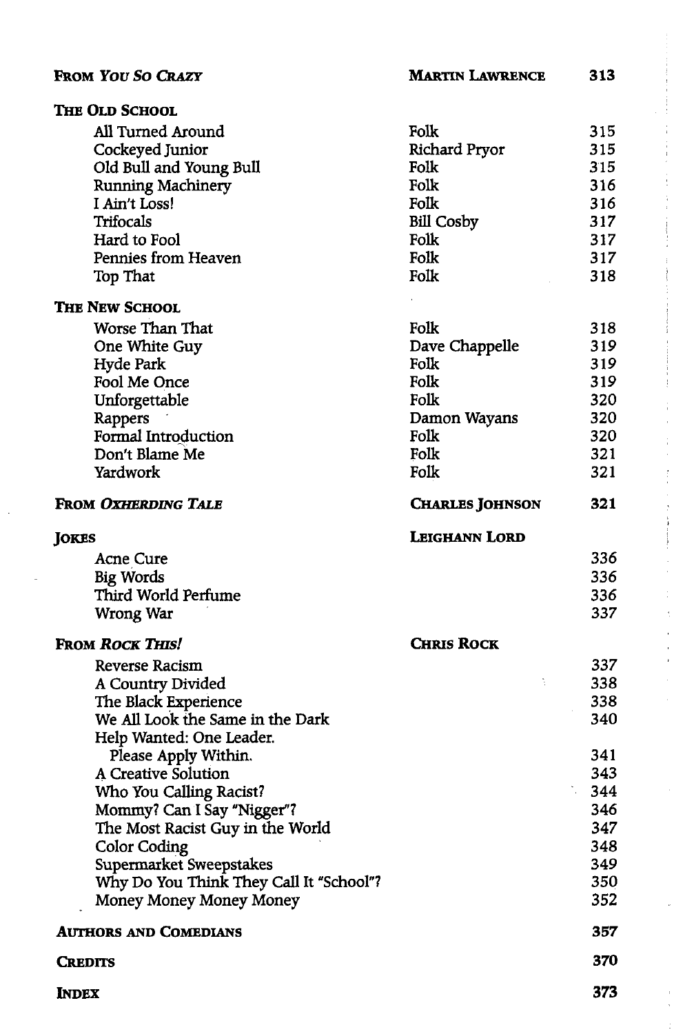| | | |
|---|---|---|
| **FROM *YOU SO CRAZY*** | **MARTIN LAWRENCE** | **313** |
| **THE OLD SCHOOL** | | |
| All Turned Around | Folk | 315 |
| Cockeyed Junior | Richard Pryor | 315 |
| Old Bull and Young Bull | Folk | 315 |
| Running Machinery | Folk | 316 |
| I Ain't Loss! | Folk | 316 |
| Trifocals | Bill Cosby | 317 |
| Hard to Fool | Folk | 317 |
| Pennies from Heaven | Folk | 317 |
| Top That | Folk | 318 |
| **THE NEW SCHOOL** | | |
| Worse Than That | Folk | 318 |
| One White Guy | Dave Chappelle | 319 |
| Hyde Park | Folk | 319 |
| Fool Me Once | Folk | 319 |
| Unforgettable | Folk | 320 |
| Rappers | Damon Wayans | 320 |
| Formal Introduction | Folk | 320 |
| Don't Blame Me | Folk | 321 |
| Yardwork | Folk | 321 |
| **FROM *OXHERDING TALE*** | **CHARLES JOHNSON** | **321** |
| **JOKES** | **LEIGHANN LORD** | |
| Acne Cure | | 336 |
| Big Words | | 336 |
| Third World Perfume | | 336 |
| Wrong War | | 337 |
| **FROM *ROCK THIS!*** | **CHRIS ROCK** | |
| Reverse Racism | | 337 |
| A Country Divided | | 338 |
| The Black Experience | | 338 |
| We All Look the Same in the Dark | | 340 |
| Help Wanted: One Leader. Please Apply Within. | | 341 |
| A Creative Solution | | 343 |
| Who You Calling Racist? | | 344 |
| Mommy? Can I Say "Nigger"? | | 346 |
| The Most Racist Guy in the World | | 347 |
| Color Coding | | 348 |
| Supermarket Sweepstakes | | 349 |
| Why Do You Think They Call It "School"? | | 350 |
| Money Money Money Money | | 352 |
| **AUTHORS AND COMEDIANS** | | **357** |
| **CREDITS** | | **370** |
| **INDEX** | | **373** |